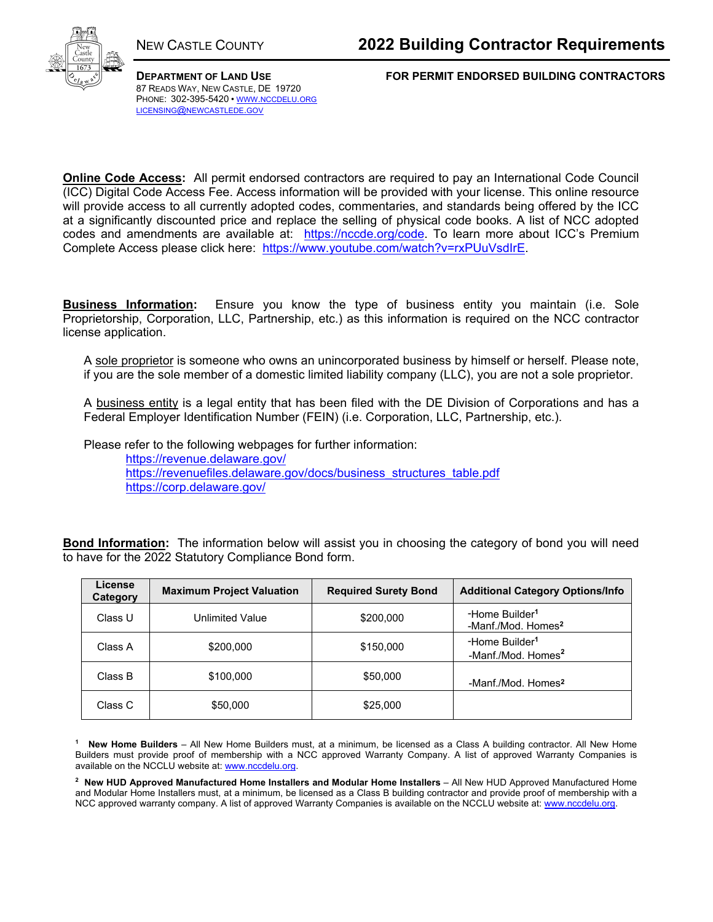NEW CASTLE COUNTY

# 2022 Building Contractor Requirements

**DEPARTMENT OF LAND USE**
87 READS WAY, NEW CASTLE, DE 19720
PHONE: 302-395-5420 • WWW.NCCDELU.ORG
LICENSING@NEWCASTLEDE.GOV

**FOR PERMIT ENDORSED BUILDING CONTRACTORS**

**Online Code Access:** All permit endorsed contractors are required to pay an International Code Council (ICC) Digital Code Access Fee. Access information will be provided with your license. This online resource will provide access to all currently adopted codes, commentaries, and standards being offered by the ICC at a significantly discounted price and replace the selling of physical code books. A list of NCC adopted codes and amendments are available at: https://nccde.org/code. To learn more about ICC's Premium Complete Access please click here: https://www.youtube.com/watch?v=rxPUuVsdIrE.

**Business Information:** Ensure you know the type of business entity you maintain (i.e. Sole Proprietorship, Corporation, LLC, Partnership, etc.) as this information is required on the NCC contractor license application.

A sole proprietor is someone who owns an unincorporated business by himself or herself. Please note, if you are the sole member of a domestic limited liability company (LLC), you are not a sole proprietor.

A business entity is a legal entity that has been filed with the DE Division of Corporations and has a Federal Employer Identification Number (FEIN) (i.e. Corporation, LLC, Partnership, etc.).

Please refer to the following webpages for further information:

- https://revenue.delaware.gov/
- https://revenuefiles.delaware.gov/docs/business_structures_table.pdf
- https://corp.delaware.gov/

**Bond Information:** The information below will assist you in choosing the category of bond you will need to have for the 2022 Statutory Compliance Bond form.

| License Category | Maximum Project Valuation | Required Surety Bond | Additional Category Options/Info |
|---|---|---|---|
| Class U | Unlimited Value | $200,000 | -Home Builder[1]<br>-Manf./Mod. Homes[2] |
| Class A | $200,000 | $150,000 | -Home Builder[1]<br>-Manf./Mod. Homes[2] |
| Class B | $100,000 | $50,000 | -Manf./Mod. Homes[2] |
| Class C | $50,000 | $25,000 | |

[1] **New Home Builders** – All New Home Builders must, at a minimum, be licensed as a Class A building contractor. All New Home Builders must provide proof of membership with a NCC approved Warranty Company. A list of approved Warranty Companies is available on the NCCLU website at: www.nccdelu.org.

[2] **New HUD Approved Manufactured Home Installers and Modular Home Installers** – All New HUD Approved Manufactured Home and Modular Home Installers must, at a minimum, be licensed as a Class B building contractor and provide proof of membership with a NCC approved warranty company. A list of approved Warranty Companies is available on the NCCLU website at: www.nccdelu.org.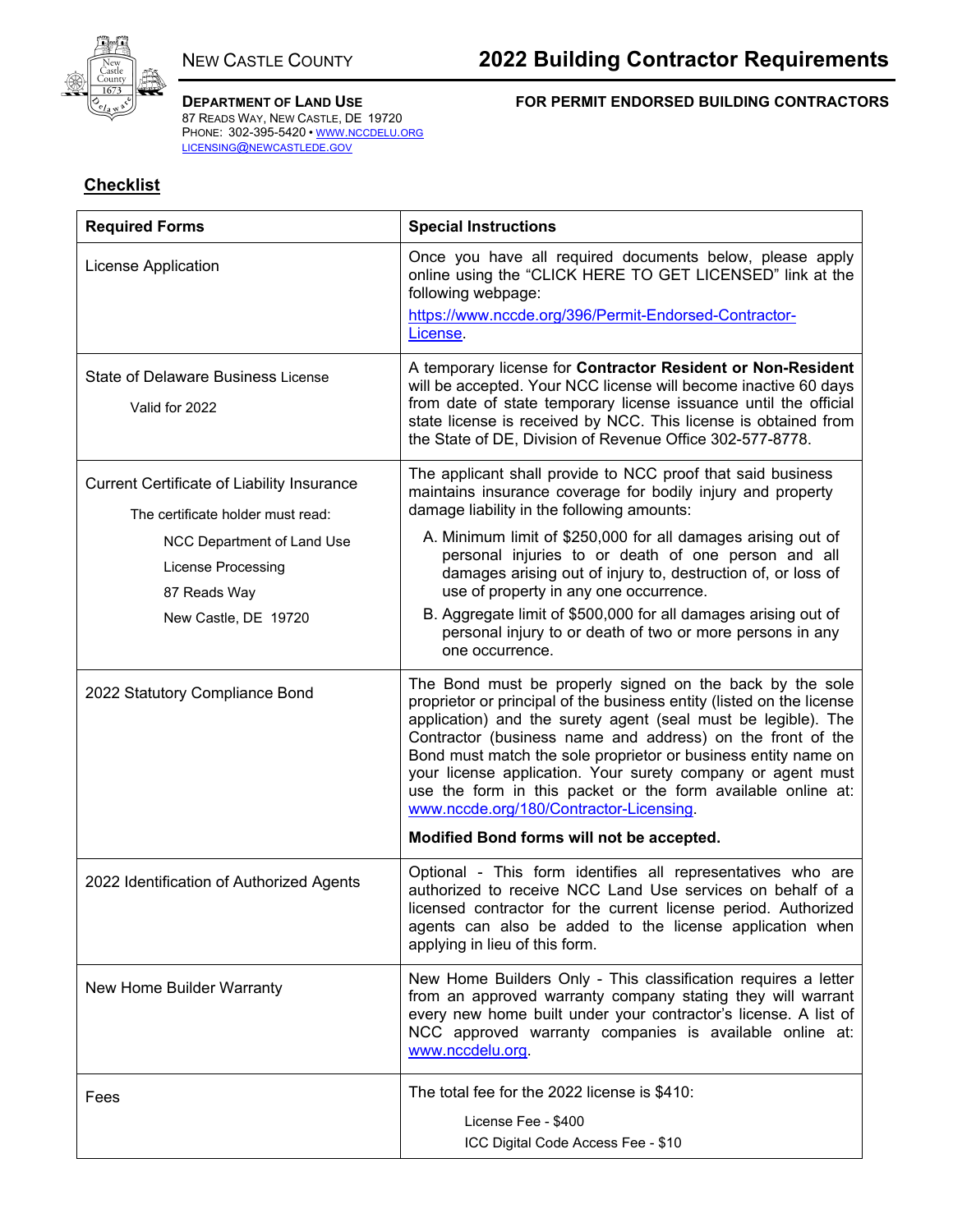# 2022 Building Contractor Requirements

NEW CASTLE COUNTY

**DEPARTMENT OF LAND USE**
87 READS WAY, NEW CASTLE, DE 19720
PHONE: 302-395-5420 • WWW.NCCDELU.ORG
LICENSING@NEWCASTLEDE.GOV

**FOR PERMIT ENDORSED BUILDING CONTRACTORS**

## Checklist

| Required Forms | Special Instructions |
|---|---|
| License Application | Once you have all required documents below, please apply online using the "CLICK HERE TO GET LICENSED" link at the following webpage: https://www.nccde.org/396/Permit-Endorsed-Contractor-License. |
| State of Delaware Business License<br><br>Valid for 2022 | A temporary license for **Contractor Resident or Non-Resident** will be accepted. Your NCC license will become inactive 60 days from date of state temporary license issuance until the official state license is received by NCC. This license is obtained from the State of DE, Division of Revenue Office 302-577-8778. |
| Current Certificate of Liability Insurance<br><br>The certificate holder must read:<br><br>NCC Department of Land Use<br>License Processing<br>87 Reads Way<br>New Castle, DE 19720 | The applicant shall provide to NCC proof that said business maintains insurance coverage for bodily injury and property damage liability in the following amounts:<br><br>A. Minimum limit of $250,000 for all damages arising out of personal injuries to or death of one person and all damages arising out of injury to, destruction of, or loss of use of property in any one occurrence.<br><br>B. Aggregate limit of $500,000 for all damages arising out of personal injury to or death of two or more persons in any one occurrence. |
| 2022 Statutory Compliance Bond | The Bond must be properly signed on the back by the sole proprietor or principal of the business entity (listed on the license application) and the surety agent (seal must be legible). The Contractor (business name and address) on the front of the Bond must match the sole proprietor or business entity name on your license application. Your surety company or agent must use the form in this packet or the form available online at: www.nccde.org/180/Contractor-Licensing.<br><br>**Modified Bond forms will not be accepted.** |
| 2022 Identification of Authorized Agents | Optional - This form identifies all representatives who are authorized to receive NCC Land Use services on behalf of a licensed contractor for the current license period. Authorized agents can also be added to the license application when applying in lieu of this form. |
| New Home Builder Warranty | New Home Builders Only - This classification requires a letter from an approved warranty company stating they will warrant every new home built under your contractor's license. A list of NCC approved warranty companies is available online at: www.nccdelu.org. |
| Fees | The total fee for the 2022 license is $410:<br><br>License Fee - $400<br>ICC Digital Code Access Fee - $10 |